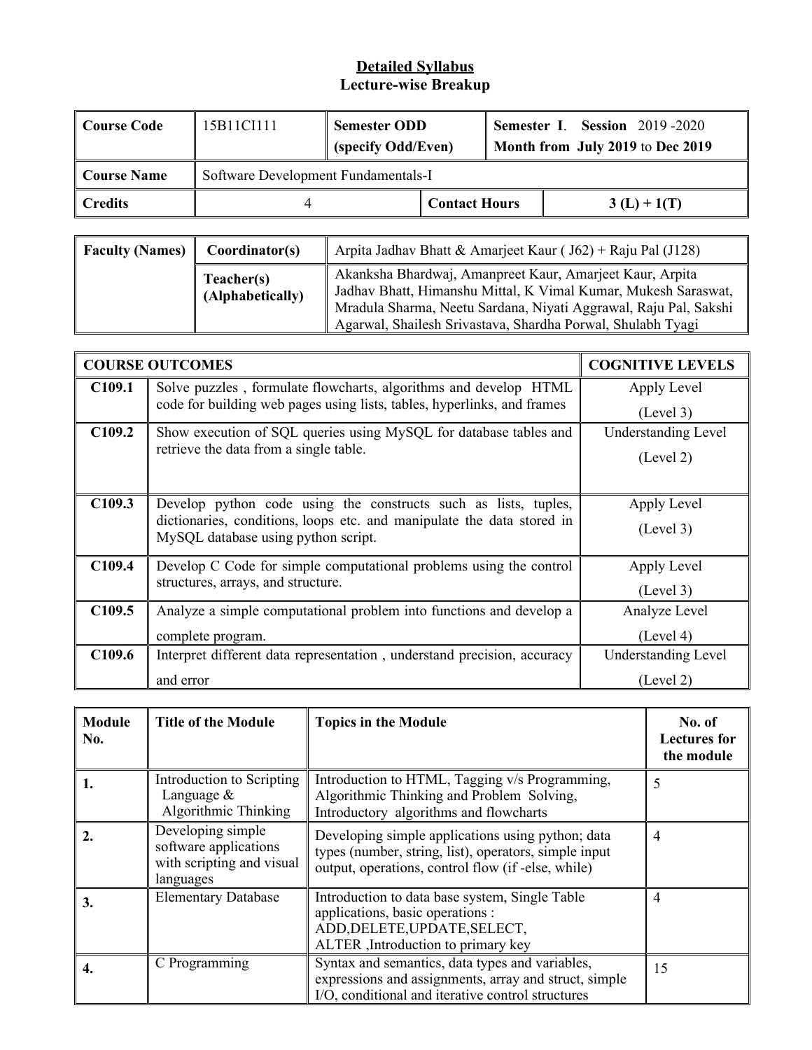# Detailed Syllabus
## Lecture-wise Breakup

| Course Code | 15B11CI111 | Semester ODD (specify Odd/Even) | Semester I. Session 2019 -2020 Month from July 2019 to Dec 2019 |
|---|---|---|---|
| Course Name | Software Development Fundamentals-I | | |
| Credits | 4 | Contact Hours | 3 (L) + 1(T) |

| Faculty (Names) | Coordinator(s) | Arpita Jadhav Bhatt & Amarjeet Kaur ( J62) + Raju Pal (J128) |
|---|---|---|
| | Teacher(s) (Alphabetically) | Akanksha Bhardwaj, Amanpreet Kaur, Amarjeet Kaur, Arpita Jadhav Bhatt, Himanshu Mittal, K Vimal Kumar, Mukesh Saraswat, Mradula Sharma, Neetu Sardana, Niyati Aggrawal, Raju Pal, Sakshi Agarwal, Shailesh Srivastava, Shardha Porwal, Shulabh Tyagi |

| COURSE OUTCOMES | | COGNITIVE LEVELS |
|---|---|---|
| C109.1 | Solve puzzles , formulate flowcharts, algorithms and develop HTML code for building web pages using lists, tables, hyperlinks, and frames | Apply Level (Level 3) |
| C109.2 | Show execution of SQL queries using MySQL for database tables and retrieve the data from a single table. | Understanding Level (Level 2) |
| C109.3 | Develop python code using the constructs such as lists, tuples, dictionaries, conditions, loops etc. and manipulate the data stored in MySQL database using python script. | Apply Level (Level 3) |
| C109.4 | Develop C Code for simple computational problems using the control structures, arrays, and structure. | Apply Level (Level 3) |
| C109.5 | Analyze a simple computational problem into functions and develop a complete program. | Analyze Level (Level 4) |
| C109.6 | Interpret different data representation , understand precision, accuracy and error | Understanding Level (Level 2) |

| Module No. | Title of the Module | Topics in the Module | No. of Lectures for the module |
|---|---|---|---|
| 1. | Introduction to Scripting Language & Algorithmic Thinking | Introduction to HTML, Tagging v/s Programming, Algorithmic Thinking and Problem Solving, Introductory algorithms and flowcharts | 5 |
| 2. | Developing simple software applications with scripting and visual languages | Developing simple applications using python; data types (number, string, list), operators, simple input output, operations, control flow (if -else, while) | 4 |
| 3. | Elementary Database | Introduction to data base system, Single Table applications, basic operations : ADD,DELETE,UPDATE,SELECT, ALTER ,Introduction to primary key | 4 |
| 4. | C Programming | Syntax and semantics, data types and variables, expressions and assignments, array and struct, simple I/O, conditional and iterative control structures | 15 |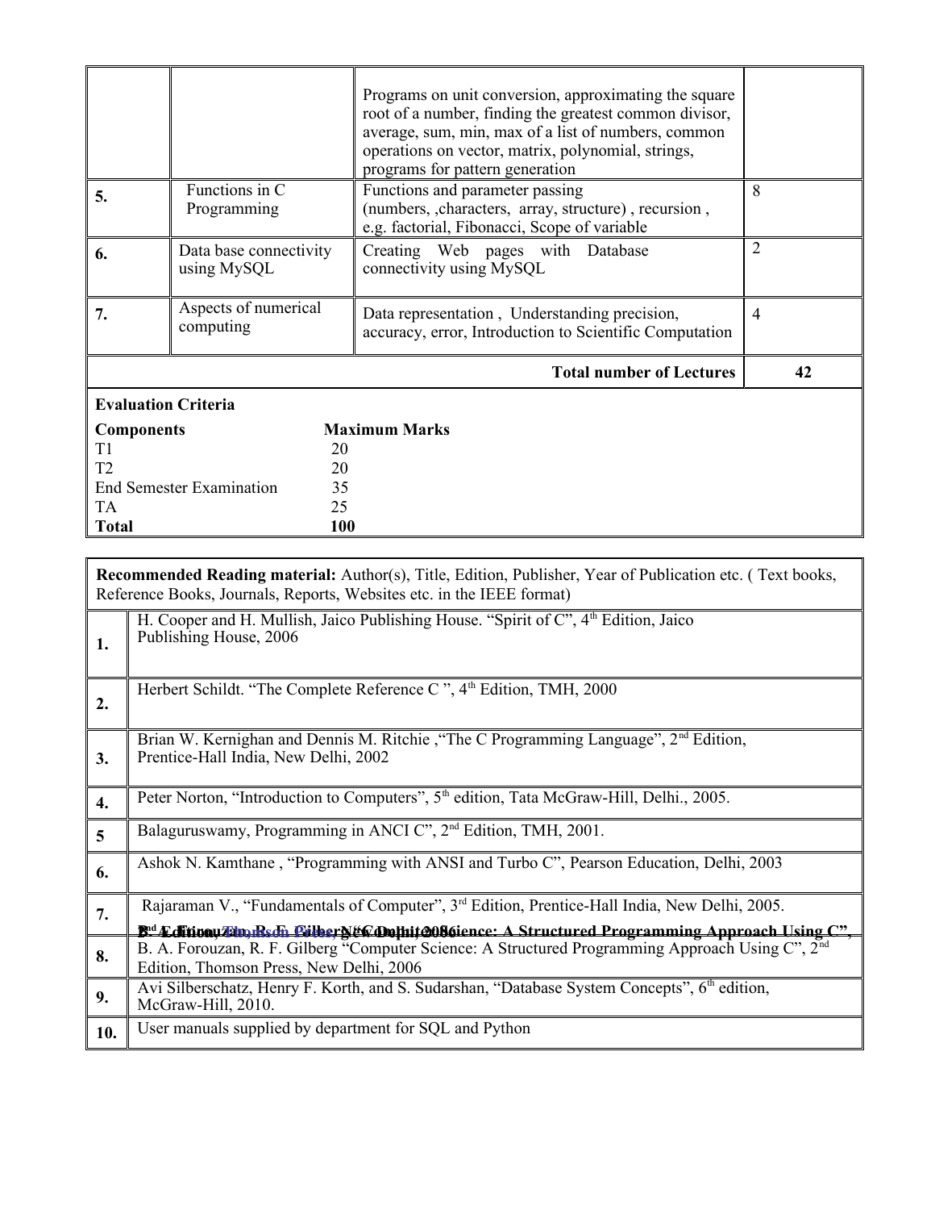| | | | |
|---|---|---|---|
| | | Programs on unit conversion, approximating the square root of a number, finding the greatest common divisor, average, sum, min, max of a list of numbers, common operations on vector, matrix, polynomial, strings, programs for pattern generation | |
| **5.** | Functions in C Programming | Functions and parameter passing (numbers, ,characters, array, structure) , recursion , e.g. factorial, Fibonacci, Scope of variable | 8 |
| **6.** | Data base connectivity using MySQL | Creating Web pages with Database connectivity using MySQL | 2 |
| **7.** | Aspects of numerical computing | Data representation , Understanding precision, accuracy, error, Introduction to Scientific Computation | 4 |
| | | **Total number of Lectures** | **42** |

**Evaluation Criteria**

| **Components** | **Maximum Marks** |
|---|---|
| T1 | 20 |
| T2 | 20 |
| End Semester Examination | 35 |
| TA | 25 |
| **Total** | **100** |

**Recommended Reading material:** Author(s), Title, Edition, Publisher, Year of Publication etc. ( Text books, Reference Books, Journals, Reports, Websites etc. in the IEEE format)

| | |
|---|---|
| **1.** | H. Cooper and H. Mullish, Jaico Publishing House. "Spirit of C", 4th Edition, Jaico Publishing House, 2006 |
| **2.** | Herbert Schildt. "The Complete Reference C ", 4th Edition, TMH, 2000 |
| **3.** | Brian W. Kernighan and Dennis M. Ritchie ,"The C Programming Language", 2nd Edition, Prentice-Hall India, New Delhi, 2002 |
| **4.** | Peter Norton, "Introduction to Computers", 5th edition, Tata McGraw-Hill, Delhi., 2005. |
| **5** | Balaguruswamy, Programming in ANCI C", 2nd Edition, TMH, 2001. |
| **6.** | Ashok N. Kamthane , "Programming with ANSI and Turbo C", Pearson Education, Delhi, 2003 |
| **7.** | Rajaraman V., "Fundamentals of Computer", 3rd Edition, Prentice-Hall India, New Delhi, 2005. |
| **8.** | B. A. Forouzan, R. F. Gilberg "Computer Science: A Structured Programming Approach Using C", 2nd Edition, Thomson Press, New Delhi, 2006 |
| **9.** | Avi Silberschatz, Henry F. Korth, and S. Sudarshan, "Database System Concepts", 6th edition, McGraw-Hill, 2010. |
| **10.** | User manuals supplied by department for SQL and Python |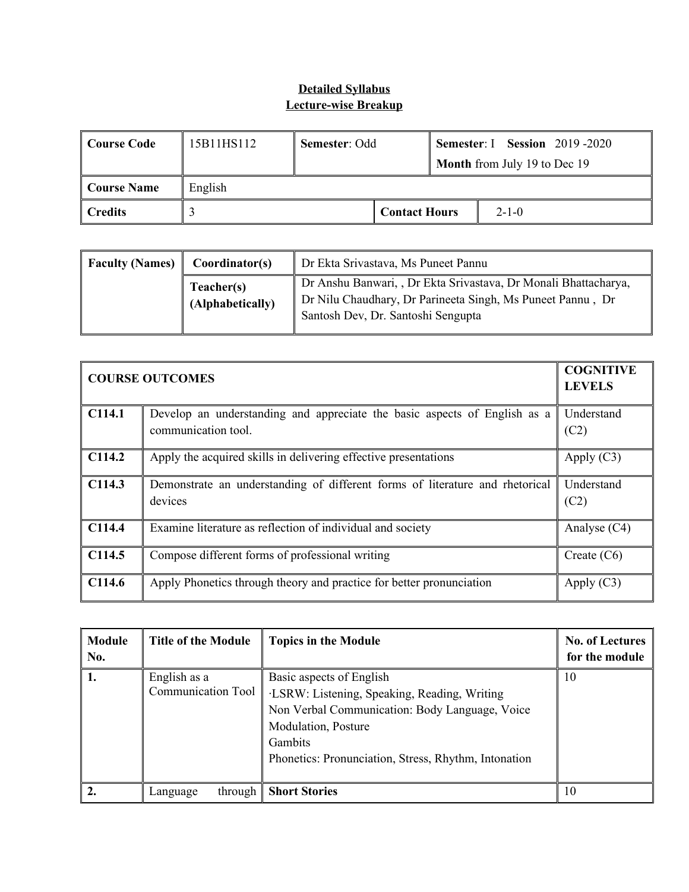**Detailed Syllabus**
**Lecture-wise Breakup**

| **Course Code** | 15B11HS112 | **Semester**: Odd | | **Semester**: I **Session** 2019 -2020<br>**Month** from July 19 to Dec 19 |
|---|---|---|---|---|
| **Course Name** | English | | | |
| **Credits** | 3 | **Contact Hours** | | 2-1-0 |

| **Faculty (Names)** | **Coordinator(s)** | Dr Ekta Srivastava, Ms Puneet Pannu |
|---|---|---|
| | **Teacher(s) (Alphabetically)** | Dr Anshu Banwari, , Dr Ekta Srivastava, Dr Monali Bhattacharya, Dr Nilu Chaudhary, Dr Parineeta Singh, Ms Puneet Pannu , Dr Santosh Dev, Dr. Santoshi Sengupta |

| **COURSE OUTCOMES** | | **COGNITIVE LEVELS** |
|---|---|---|
| **C114.1** | Develop an understanding and appreciate the basic aspects of English as a communication tool. | Understand (C2) |
| **C114.2** | Apply the acquired skills in delivering effective presentations | Apply (C3) |
| **C114.3** | Demonstrate an understanding of different forms of literature and rhetorical devices | Understand (C2) |
| **C114.4** | Examine literature as reflection of individual and society | Analyse (C4) |
| **C114.5** | Compose different forms of professional writing | Create (C6) |
| **C114.6** | Apply Phonetics through theory and practice for better pronunciation | Apply (C3) |

| **Module No.** | **Title of the Module** | **Topics in the Module** | **No. of Lectures for the module** |
|---|---|---|---|
| **1.** | English as a Communication Tool | Basic aspects of English<br>·LSRW: Listening, Speaking, Reading, Writing<br>Non Verbal Communication: Body Language, Voice Modulation, Posture<br>Gambits<br>Phonetics: Pronunciation, Stress, Rhythm, Intonation | 10 |
| **2.** | Language through | **Short Stories** | 10 |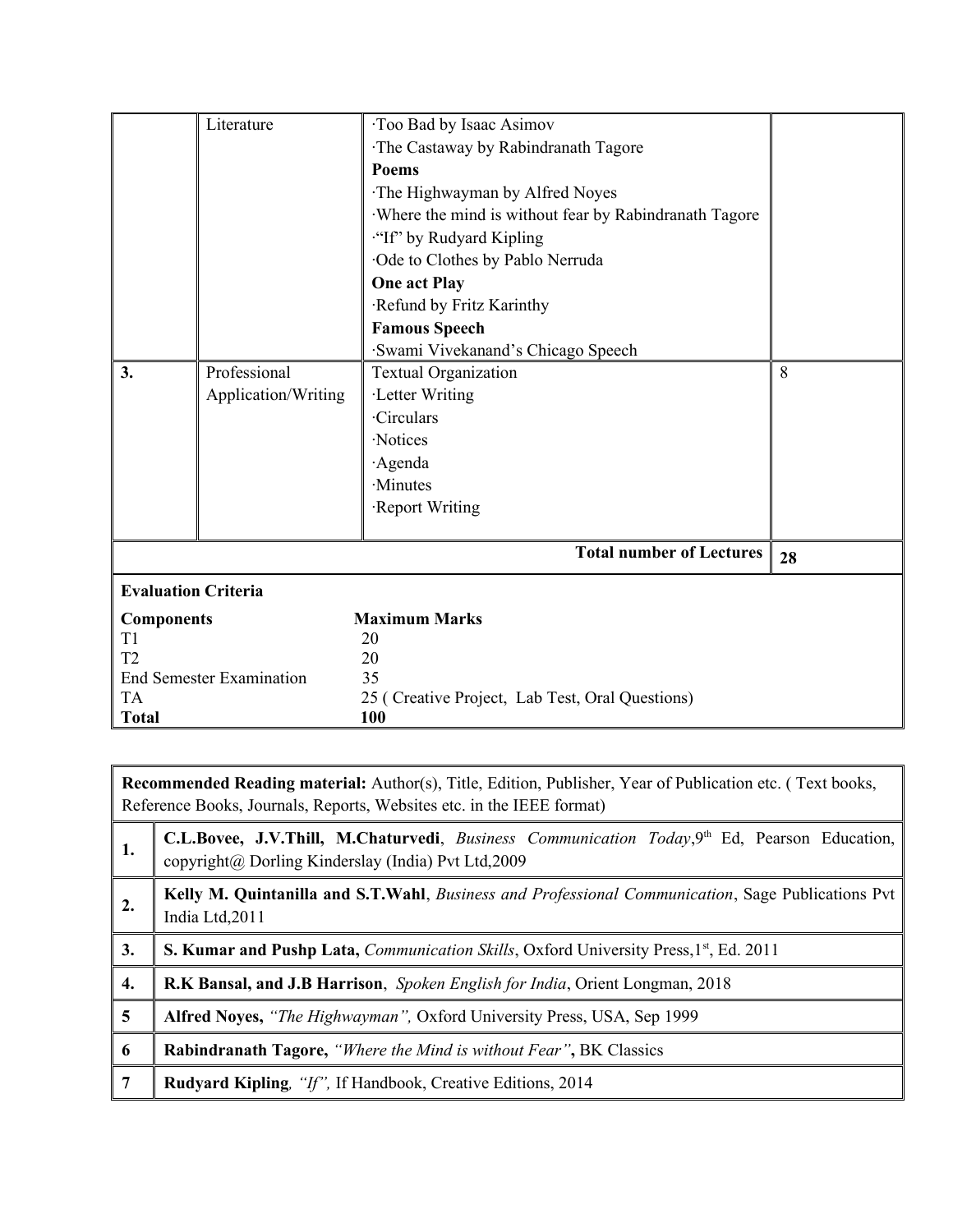|  | Literature | ·Too Bad by Isaac Asimov<br>·The Castaway by Rabindranath Tagore<br>**Poems**<br>·The Highwayman by Alfred Noyes<br>·Where the mind is without fear by Rabindranath Tagore<br>·"If" by Rudyard Kipling<br>·Ode to Clothes by Pablo Nerruda<br>**One act Play**<br>·Refund by Fritz Karinthy<br>**Famous Speech**<br>·Swami Vivekanand's Chicago Speech |  |
|---|---|---|---|
| **3.** | Professional Application/Writing | Textual Organization<br>·Letter Writing<br>·Circulars<br>·Notices<br>·Agenda<br>·Minutes<br>·Report Writing | 8 |
|  |  | **Total number of Lectures** | **28** |

**Evaluation Criteria**

| Components | Maximum Marks |
|---|---|
| T1 | 20 |
| T2 | 20 |
| End Semester Examination | 35 |
| TA | 25 ( Creative Project, Lab Test, Oral Questions) |
| **Total** | **100** |

**Recommended Reading material:** Author(s), Title, Edition, Publisher, Year of Publication etc. ( Text books, Reference Books, Journals, Reports, Websites etc. in the IEEE format)

| | |
|---|---|
| **1.** | **C.L.Bovee, J.V.Thill, M.Chaturvedi**, *Business Communication Today*,9th Ed, Pearson Education, copyright@ Dorling Kinderslay (India) Pvt Ltd,2009 |
| **2.** | **Kelly M. Quintanilla and S.T.Wahl**, *Business and Professional Communication*, Sage Publications Pvt India Ltd,2011 |
| **3.** | **S. Kumar and Pushp Lata,** *Communication Skills*, Oxford University Press,1st, Ed. 2011 |
| **4.** | **R.K Bansal, and J.B Harrison**, *Spoken English for India*, Orient Longman, 2018 |
| **5** | **Alfred Noyes,** *"The Highwayman",* Oxford University Press, USA, Sep 1999 |
| **6** | **Rabindranath Tagore,** *"Where the Mind is without Fear"*, BK Classics |
| **7** | **Rudyard Kipling**, *"If",* If Handbook, Creative Editions, 2014 |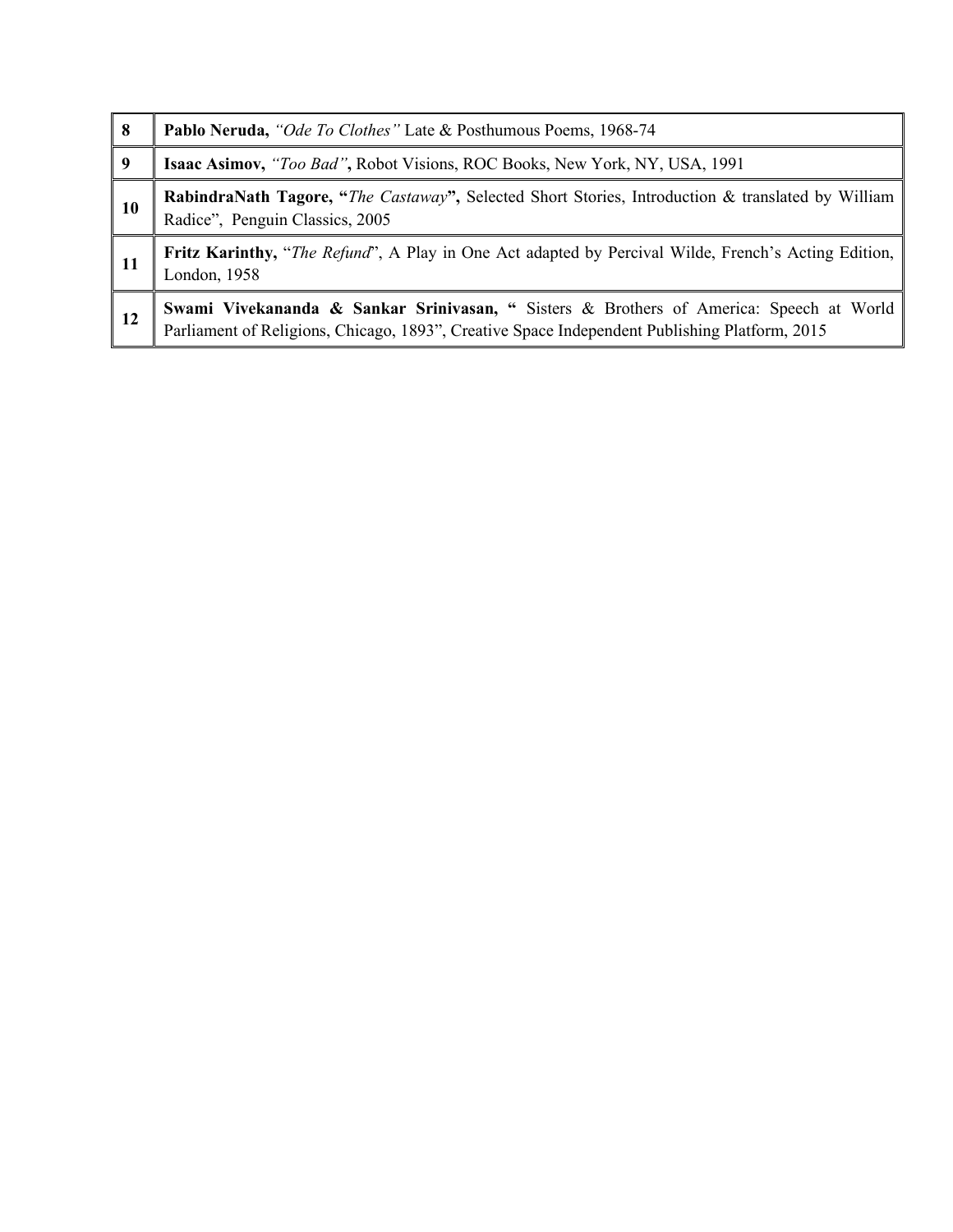| | |
|---|---|
| 8 | **Pablo Neruda,** *"Ode To Clothes"* Late & Posthumous Poems, 1968-74 |
| 9 | **Isaac Asimov,** *"Too Bad"***,** Robot Visions, ROC Books, New York, NY, USA, 1991 |
| 10 | **RabindraNath Tagore, "***The Castaway***",** Selected Short Stories, Introduction & translated by William Radice", Penguin Classics, 2005 |
| 11 | **Fritz Karinthy,** "*The Refund*", A Play in One Act adapted by Percival Wilde, French's Acting Edition, London, 1958 |
| 12 | **Swami Vivekananda & Sankar Srinivasan, "** Sisters & Brothers of America: Speech at World Parliament of Religions, Chicago, 1893", Creative Space Independent Publishing Platform, 2015 |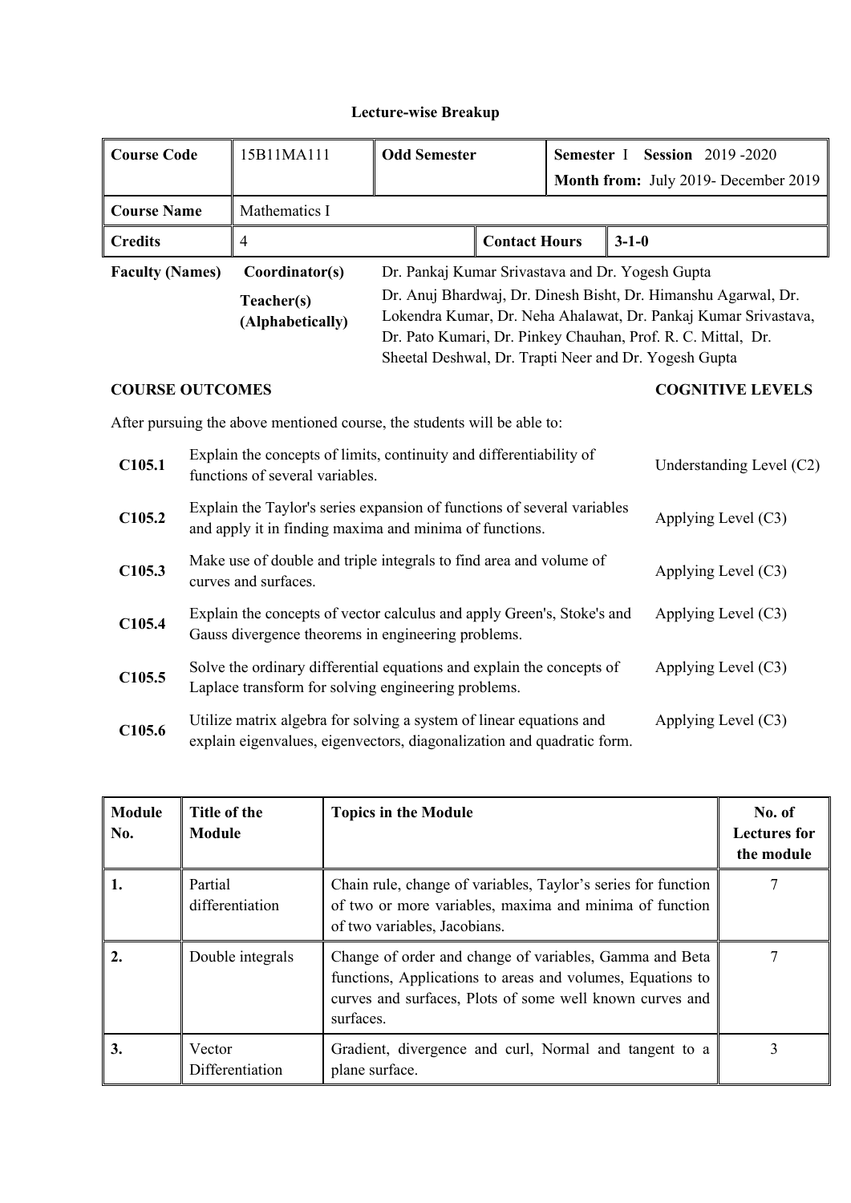## Lecture-wise Breakup

| Course Code | 15B11MA111 | Odd Semester | | Semester I **Session** 2019 -2020<br>**Month from:** July 2019- December 2019 |
|---|---|---|---|---|
| **Course Name** | Mathematics I | | | |
| **Credits** | 4 | **Contact Hours** | 3-1-0 | |

| **Faculty (Names)** | **Coordinator(s)** | Dr. Pankaj Kumar Srivastava and Dr. Yogesh Gupta |
|---|---|---|
| | **Teacher(s) (Alphabetically)** | Dr. Anuj Bhardwaj, Dr. Dinesh Bisht, Dr. Himanshu Agarwal, Dr. Lokendra Kumar, Dr. Neha Ahalawat, Dr. Pankaj Kumar Srivastava, Dr. Pato Kumari, Dr. Pinkey Chauhan, Prof. R. C. Mittal, Dr. Sheetal Deshwal, Dr. Trapti Neer and Dr. Yogesh Gupta |

**COURSE OUTCOMES** | **COGNITIVE LEVELS**

After pursuing the above mentioned course, the students will be able to:

| | | |
|---|---|---|
| **C105.1** | Explain the concepts of limits, continuity and differentiability of functions of several variables. | Understanding Level (C2) |
| **C105.2** | Explain the Taylor's series expansion of functions of several variables and apply it in finding maxima and minima of functions. | Applying Level (C3) |
| **C105.3** | Make use of double and triple integrals to find area and volume of curves and surfaces. | Applying Level (C3) |
| **C105.4** | Explain the concepts of vector calculus and apply Green's, Stoke's and Gauss divergence theorems in engineering problems. | Applying Level (C3) |
| **C105.5** | Solve the ordinary differential equations and explain the concepts of Laplace transform for solving engineering problems. | Applying Level (C3) |
| **C105.6** | Utilize matrix algebra for solving a system of linear equations and explain eigenvalues, eigenvectors, diagonalization and quadratic form. | Applying Level (C3) |

| Module No. | Title of the Module | Topics in the Module | No. of Lectures for the module |
|---|---|---|---|
| 1. | Partial differentiation | Chain rule, change of variables, Taylor's series for function of two or more variables, maxima and minima of function of two variables, Jacobians. | 7 |
| 2. | Double integrals | Change of order and change of variables, Gamma and Beta functions, Applications to areas and volumes, Equations to curves and surfaces, Plots of some well known curves and surfaces. | 7 |
| 3. | Vector Differentiation | Gradient, divergence and curl, Normal and tangent to a plane surface. | 3 |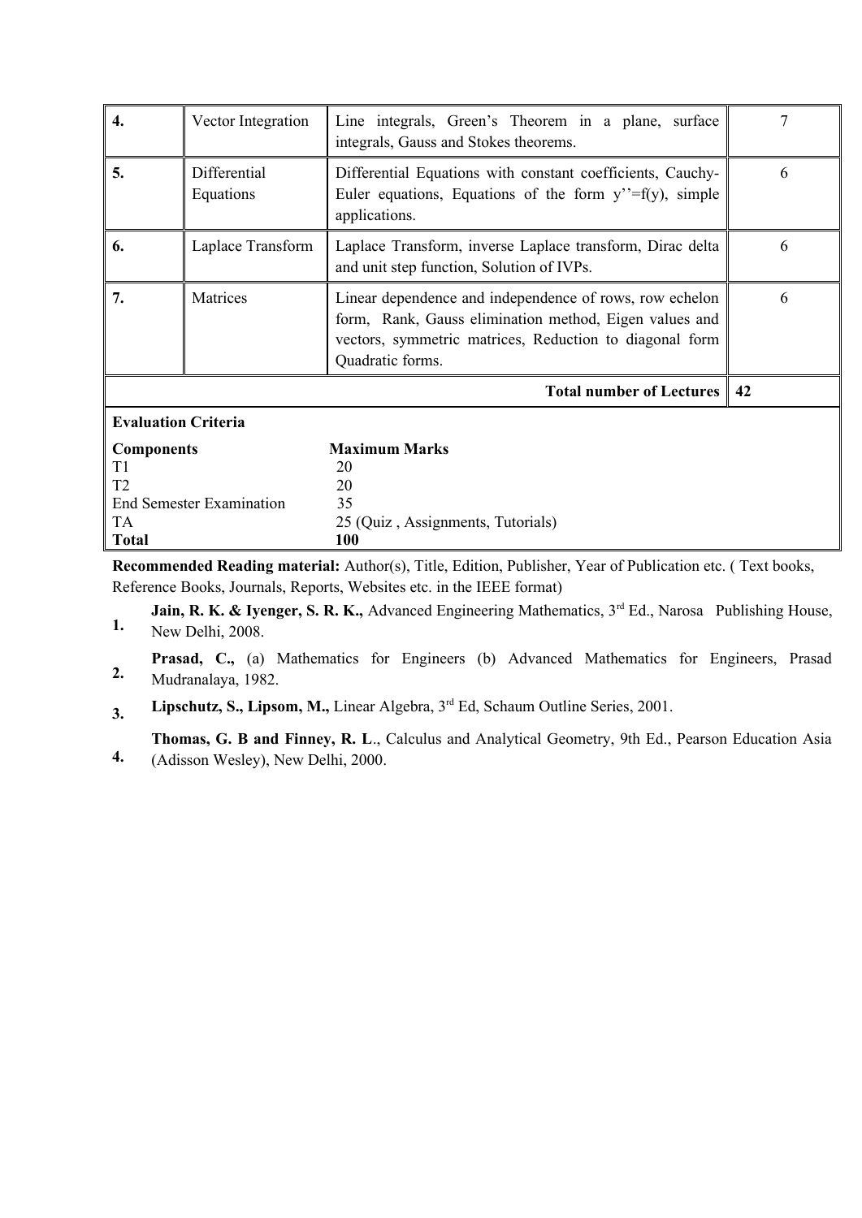| 4. | Vector Integration | Line integrals, Green's Theorem in a plane, surface integrals, Gauss and Stokes theorems. | 7 |
|---|---|---|---|
| 5. | Differential Equations | Differential Equations with constant coefficients, Cauchy-Euler equations, Equations of the form y''=f(y), simple applications. | 6 |
| 6. | Laplace Transform | Laplace Transform, inverse Laplace transform, Dirac delta and unit step function, Solution of IVPs. | 6 |
| 7. | Matrices | Linear dependence and independence of rows, row echelon form, Rank, Gauss elimination method, Eigen values and vectors, symmetric matrices, Reduction to diagonal form Quadratic forms. | 6 |
| | | **Total number of Lectures** | **42** |

**Evaluation Criteria**

| **Components** | **Maximum Marks** |
|---|---|
| T1 | 20 |
| T2 | 20 |
| End Semester Examination | 35 |
| TA | 25 (Quiz , Assignments, Tutorials) |
| **Total** | **100** |

**Recommended Reading material:** Author(s), Title, Edition, Publisher, Year of Publication etc. ( Text books, Reference Books, Journals, Reports, Websites etc. in the IEEE format)

1. **Jain, R. K. & Iyenger, S. R. K.,** Advanced Engineering Mathematics, 3rd Ed., Narosa Publishing House, New Delhi, 2008.
2. **Prasad, C.,** (a) Mathematics for Engineers (b) Advanced Mathematics for Engineers, Prasad Mudranalaya, 1982.
3. **Lipschutz, S., Lipsom, M.,** Linear Algebra, 3rd Ed, Schaum Outline Series, 2001.
4. **Thomas, G. B and Finney, R. L**., Calculus and Analytical Geometry, 9th Ed., Pearson Education Asia (Adisson Wesley), New Delhi, 2000.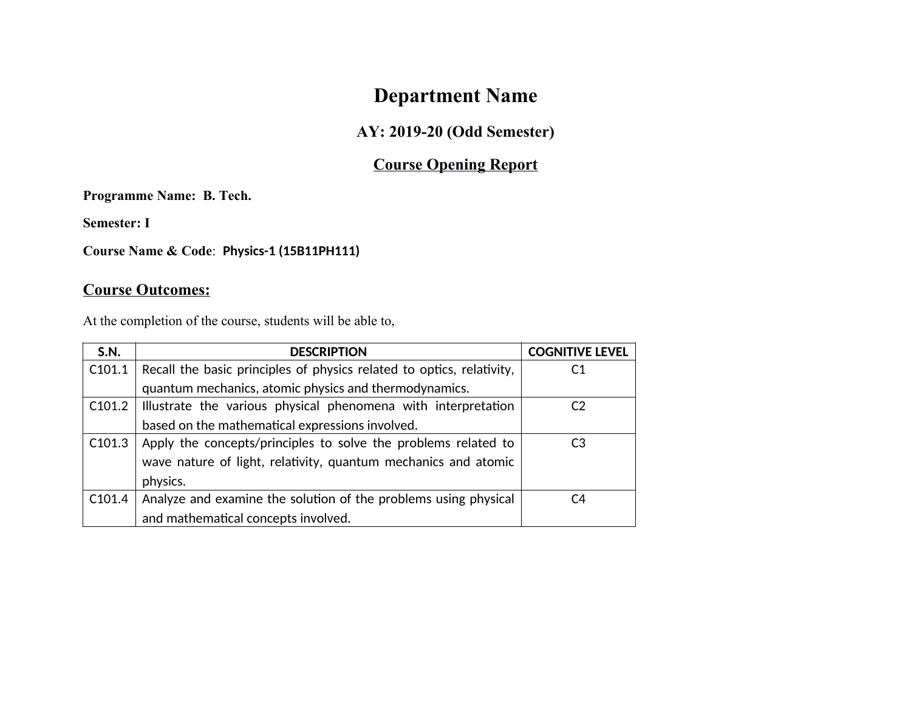# Department Name

## AY: 2019-20 (Odd Semester)

## <u>Course Opening Report</u>

**Programme Name: B. Tech.**

**Semester: I**

**Course Name & Code**: **Physics-1 (15B11PH111)**

## <u>Course Outcomes:</u>

At the completion of the course, students will be able to,

| S.N. | DESCRIPTION | COGNITIVE LEVEL |
|---|---|---|
| C101.1 | Recall the basic principles of physics related to optics, relativity, quantum mechanics, atomic physics and thermodynamics. | C1 |
| C101.2 | Illustrate the various physical phenomena with interpretation based on the mathematical expressions involved. | C2 |
| C101.3 | Apply the concepts/principles to solve the problems related to wave nature of light, relativity, quantum mechanics and atomic physics. | C3 |
| C101.4 | Analyze and examine the solution of the problems using physical and mathematical concepts involved. | C4 |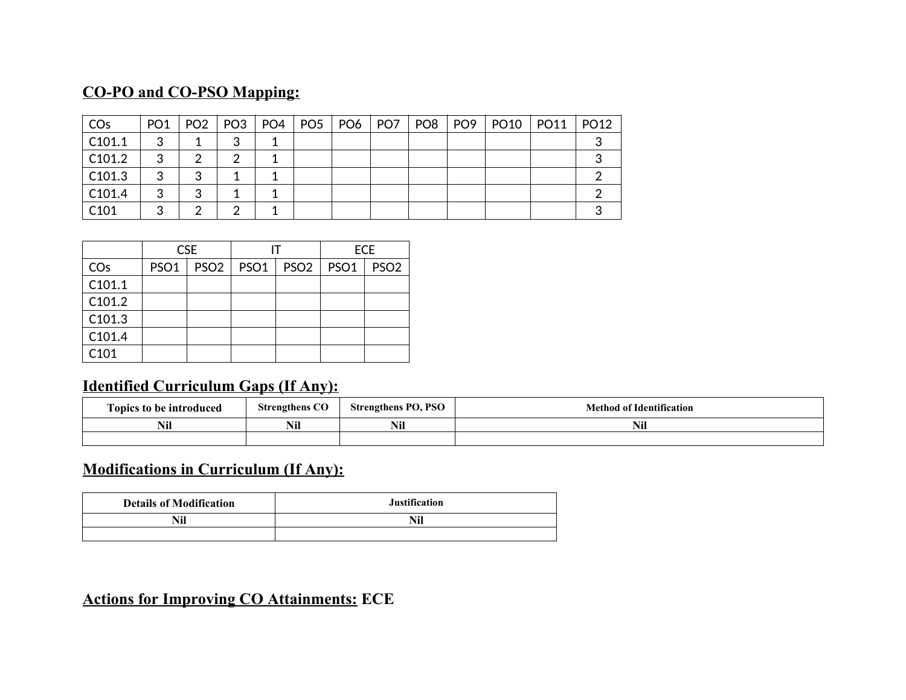## CO-PO and CO-PSO Mapping:

| COs | PO1 | PO2 | PO3 | PO4 | PO5 | PO6 | PO7 | PO8 | PO9 | PO10 | PO11 | PO12 |
|---|---|---|---|---|---|---|---|---|---|---|---|---|
| C101.1 | 3 | 1 | 3 | 1 | | | | | | | | 3 |
| C101.2 | 3 | 2 | 2 | 1 | | | | | | | | 3 |
| C101.3 | 3 | 3 | 1 | 1 | | | | | | | | 2 |
| C101.4 | 3 | 3 | 1 | 1 | | | | | | | | 2 |
| C101 | 3 | 2 | 2 | 1 | | | | | | | | 3 |

| | CSE | | IT | | ECE | |
|---|---|---|---|---|---|---|
| COs | PSO1 | PSO2 | PSO1 | PSO2 | PSO1 | PSO2 |
| C101.1 | | | | | | |
| C101.2 | | | | | | |
| C101.3 | | | | | | |
| C101.4 | | | | | | |
| C101 | | | | | | |

## Identified Curriculum Gaps (If Any):

| Topics to be introduced | Strengthens CO | Strengthens PO, PSO | Method of Identification |
|---|---|---|---|
| Nil | Nil | Nil | Nil |
| | | | |

## Modifications in Curriculum (If Any):

| Details of Modification | Justification |
|---|---|
| Nil | Nil |
| | |

## Actions for Improving CO Attainments: ECE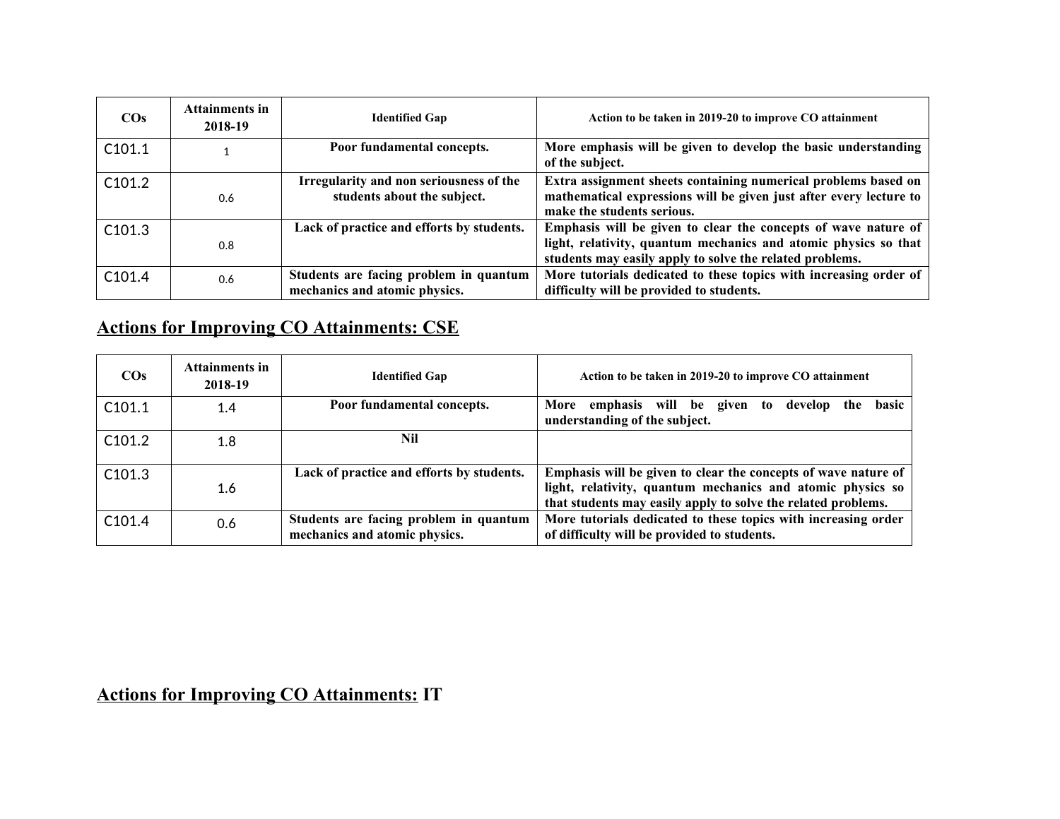| COs | Attainments in 2018-19 | Identified Gap | Action to be taken in 2019-20 to improve CO attainment |
|---|---|---|---|
| C101.1 | 1 | **Poor fundamental concepts.** | **More emphasis will be given to develop the basic understanding of the subject.** |
| C101.2 | 0.6 | **Irregularity and non seriousness of the students about the subject.** | **Extra assignment sheets containing numerical problems based on mathematical expressions will be given just after every lecture to make the students serious.** |
| C101.3 | 0.8 | **Lack of practice and efforts by students.** | **Emphasis will be given to clear the concepts of wave nature of light, relativity, quantum mechanics and atomic physics so that students may easily apply to solve the related problems.** |
| C101.4 | 0.6 | **Students are facing problem in quantum mechanics and atomic physics.** | **More tutorials dedicated to these topics with increasing order of difficulty will be provided to students.** |

## Actions for Improving CO Attainments: CSE

| COs | Attainments in 2018-19 | Identified Gap | Action to be taken in 2019-20 to improve CO attainment |
|---|---|---|---|
| C101.1 | 1.4 | **Poor fundamental concepts.** | **More emphasis will be given to develop the basic understanding of the subject.** |
| C101.2 | 1.8 | **Nil** | |
| C101.3 | 1.6 | **Lack of practice and efforts by students.** | **Emphasis will be given to clear the concepts of wave nature of light, relativity, quantum mechanics and atomic physics so that students may easily apply to solve the related problems.** |
| C101.4 | 0.6 | **Students are facing problem in quantum mechanics and atomic physics.** | **More tutorials dedicated to these topics with increasing order of difficulty will be provided to students.** |

## Actions for Improving CO Attainments: IT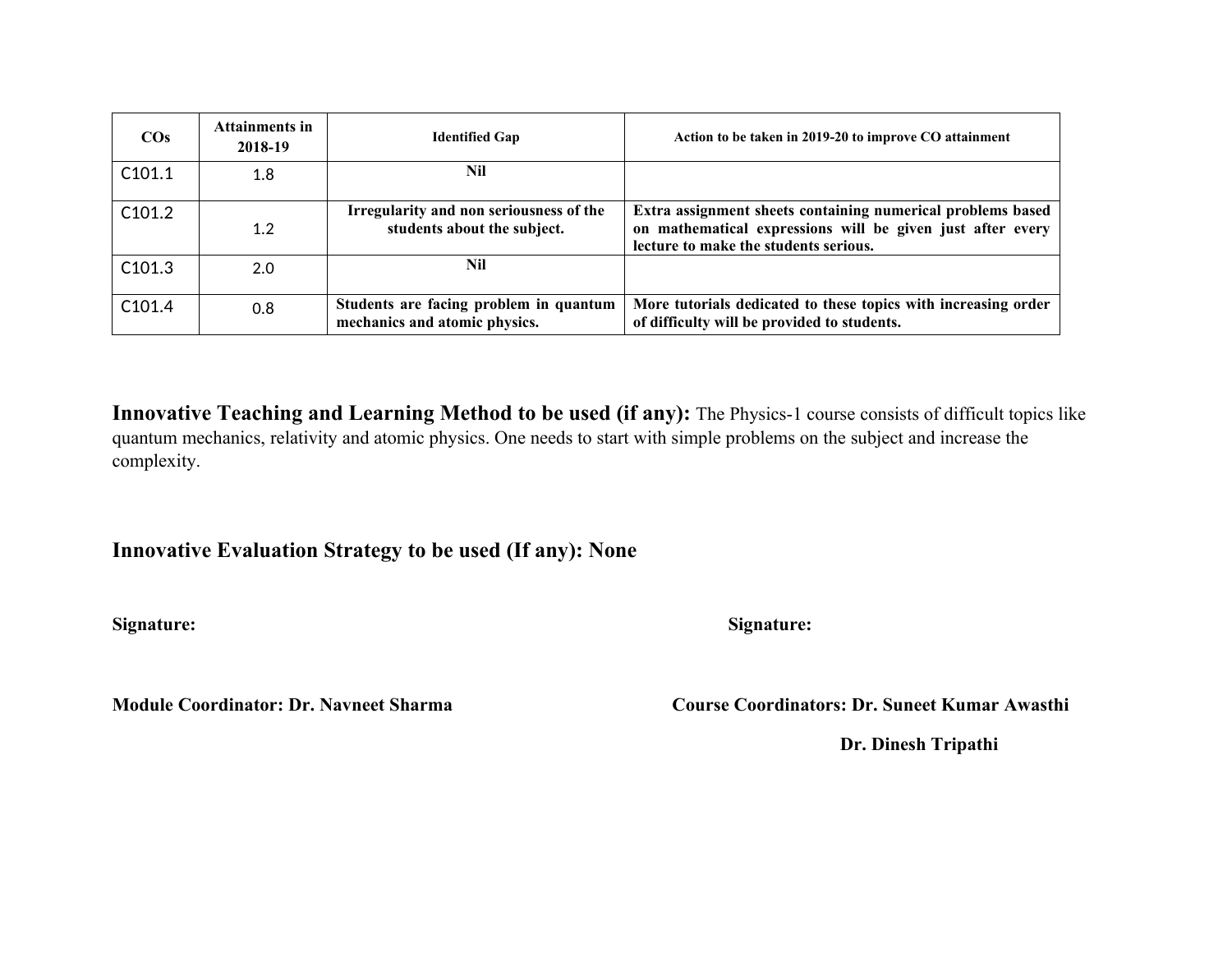| COs | Attainments in 2018-19 | Identified Gap | Action to be taken in 2019-20 to improve CO attainment |
|---|---|---|---|
| C101.1 | 1.8 | **Nil** | |
| C101.2 | 1.2 | **Irregularity and non seriousness of the students about the subject.** | **Extra assignment sheets containing numerical problems based on mathematical expressions will be given just after every lecture to make the students serious.** |
| C101.3 | 2.0 | **Nil** | |
| C101.4 | 0.8 | **Students are facing problem in quantum mechanics and atomic physics.** | **More tutorials dedicated to these topics with increasing order of difficulty will be provided to students.** |

**Innovative Teaching and Learning Method to be used (if any):** The Physics-1 course consists of difficult topics like quantum mechanics, relativity and atomic physics. One needs to start with simple problems on the subject and increase the complexity.

**Innovative Evaluation Strategy to be used (If any): None**

**Signature:**

**Signature:**

**Module Coordinator: Dr. Navneet Sharma**

**Course Coordinators: Dr. Suneet Kumar Awasthi**

**Dr. Dinesh Tripathi**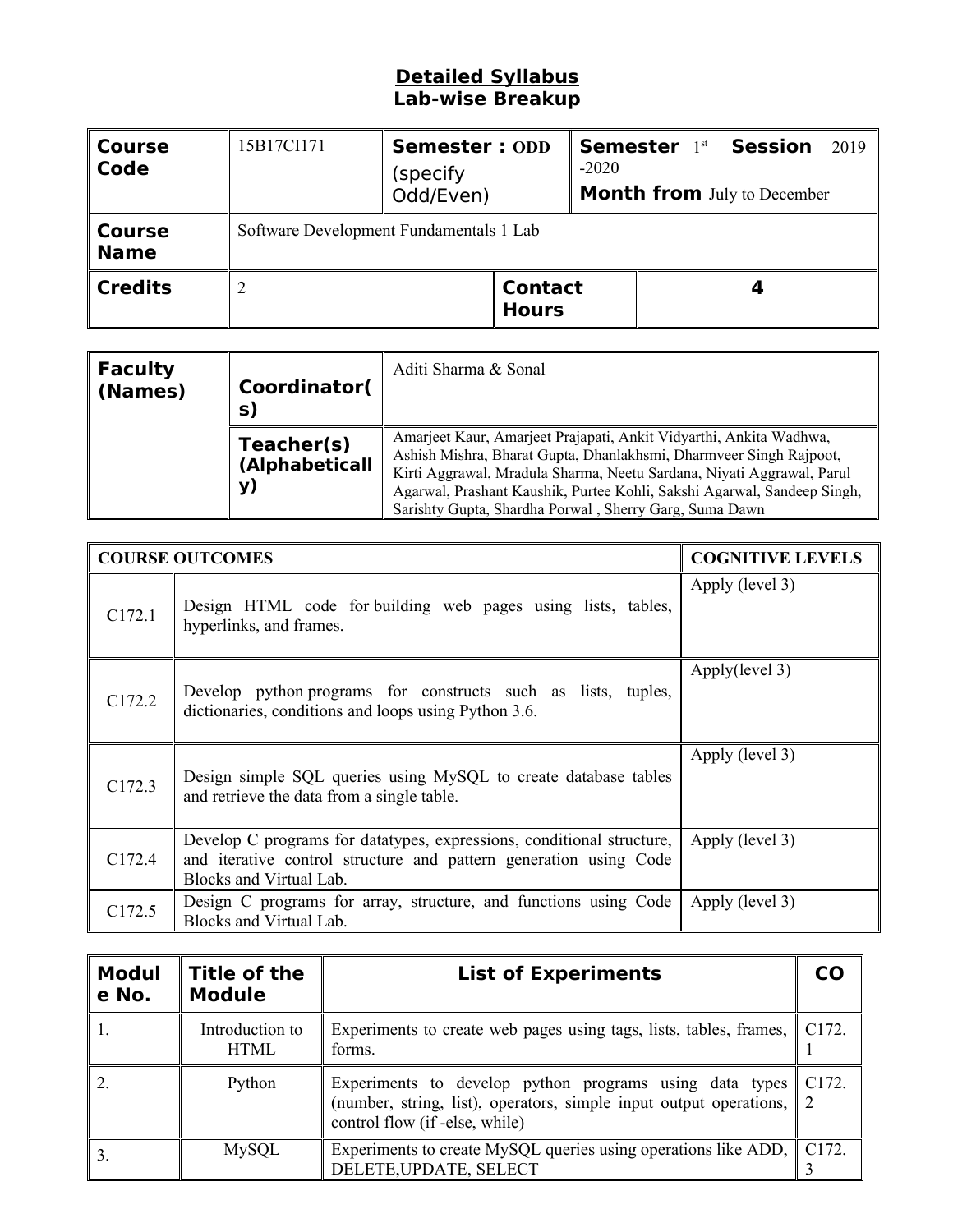## **Detailed Syllabus**
## **Lab-wise Breakup**

| **Course Code** | 15B17CI171 | **Semester : ODD** (specify Odd/Even) | | **Semester** 1[st] **Session** 2019 -2020 **Month from** July to December |
|---|---|---|---|---|
| **Course Name** | Software Development Fundamentals 1 Lab | | | |
| **Credits** | 2 | | **Contact Hours** | **4** |

| **Faculty (Names)** | **Coordinator(s)** | Aditi Sharma & Sonal |
|---|---|---|
| | **Teacher(s) (Alphabetically)** | Amarjeet Kaur, Amarjeet Prajapati, Ankit Vidyarthi, Ankita Wadhwa, Ashish Mishra, Bharat Gupta, Dhanlakhsmi, Dharmveer Singh Rajpoot, Kirti Aggrawal, Mradula Sharma, Neetu Sardana, Niyati Aggrawal, Parul Agarwal, Prashant Kaushik, Purtee Kohli, Sakshi Agarwal, Sandeep Singh, Sarishty Gupta, Shardha Porwal , Sherry Garg, Suma Dawn |

| **COURSE OUTCOMES** | | **COGNITIVE LEVELS** |
|---|---|---|
| C172.1 | Design HTML code for building web pages using lists, tables, hyperlinks, and frames. | Apply (level 3) |
| C172.2 | Develop python programs for constructs such as lists, tuples, dictionaries, conditions and loops using Python 3.6. | Apply(level 3) |
| C172.3 | Design simple SQL queries using MySQL to create database tables and retrieve the data from a single table. | Apply (level 3) |
| C172.4 | Develop C programs for datatypes, expressions, conditional structure, and iterative control structure and pattern generation using Code Blocks and Virtual Lab. | Apply (level 3) |
| C172.5 | Design C programs for array, structure, and functions using Code Blocks and Virtual Lab. | Apply (level 3) |

| **Module No.** | **Title of the Module** | **List of Experiments** | **CO** |
|---|---|---|---|
| 1. | Introduction to HTML | Experiments to create web pages using tags, lists, tables, frames, forms. | C172.1 |
| 2. | Python | Experiments to develop python programs using data types (number, string, list), operators, simple input output operations, control flow (if -else, while) | C172.2 |
| 3. | MySQL | Experiments to create MySQL queries using operations like ADD, DELETE,UPDATE, SELECT | C172.3 |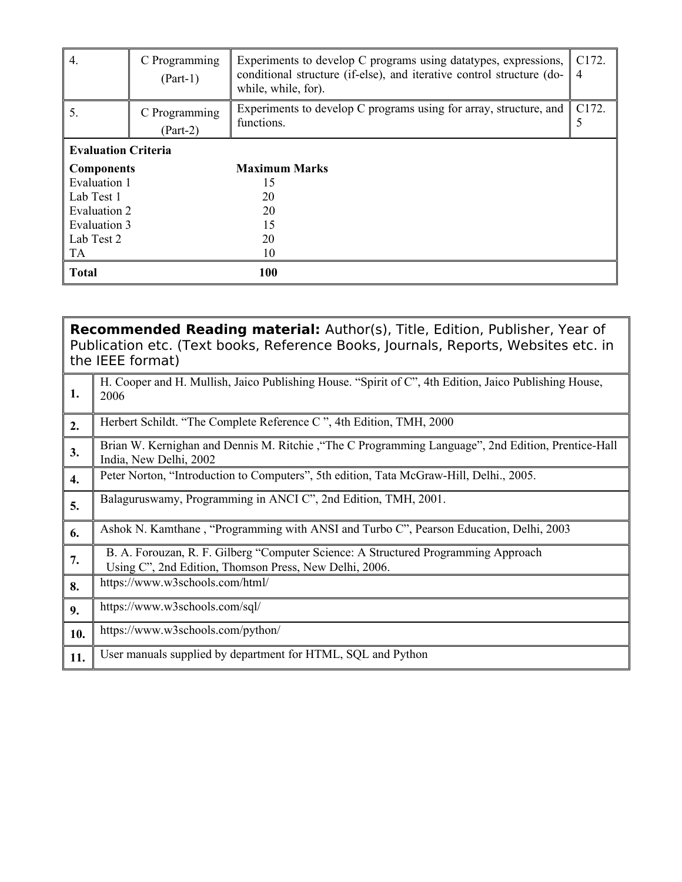| 4. | C Programming (Part-1) | Experiments to develop C programs using datatypes, expressions, conditional structure (if-else), and iterative control structure (do-while, while, for). | C172.4 |
|---|---|---|---|
| 5. | C Programming (Part-2) | Experiments to develop C programs using for array, structure, and functions. | C172.5 |

**Evaluation Criteria**

| Components | Maximum Marks |
|---|---|
| Evaluation 1 | 15 |
| Lab Test 1 | 20 |
| Evaluation 2 | 20 |
| Evaluation 3 | 15 |
| Lab Test 2 | 20 |
| TA | 10 |
| **Total** | **100** |

**Recommended Reading material:** Author(s), Title, Edition, Publisher, Year of Publication etc. (Text books, Reference Books, Journals, Reports, Websites etc. in the IEEE format)

| | |
|---|---|
| **1.** | H. Cooper and H. Mullish, Jaico Publishing House. "Spirit of C", 4th Edition, Jaico Publishing House, 2006 |
| **2.** | Herbert Schildt. "The Complete Reference C ", 4th Edition, TMH, 2000 |
| **3.** | Brian W. Kernighan and Dennis M. Ritchie ,"The C Programming Language", 2nd Edition, Prentice-Hall India, New Delhi, 2002 |
| **4.** | Peter Norton, "Introduction to Computers", 5th edition, Tata McGraw-Hill, Delhi., 2005. |
| **5.** | Balaguruswamy, Programming in ANCI C", 2nd Edition, TMH, 2001. |
| **6.** | Ashok N. Kamthane , "Programming with ANSI and Turbo C", Pearson Education, Delhi, 2003 |
| **7.** | B. A. Forouzan, R. F. Gilberg "Computer Science: A Structured Programming Approach Using C", 2nd Edition, Thomson Press, New Delhi, 2006. |
| **8.** | https://www.w3schools.com/html/ |
| **9.** | https://www.w3schools.com/sql/ |
| **10.** | https://www.w3schools.com/python/ |
| **11.** | User manuals supplied by department for HTML, SQL and Python |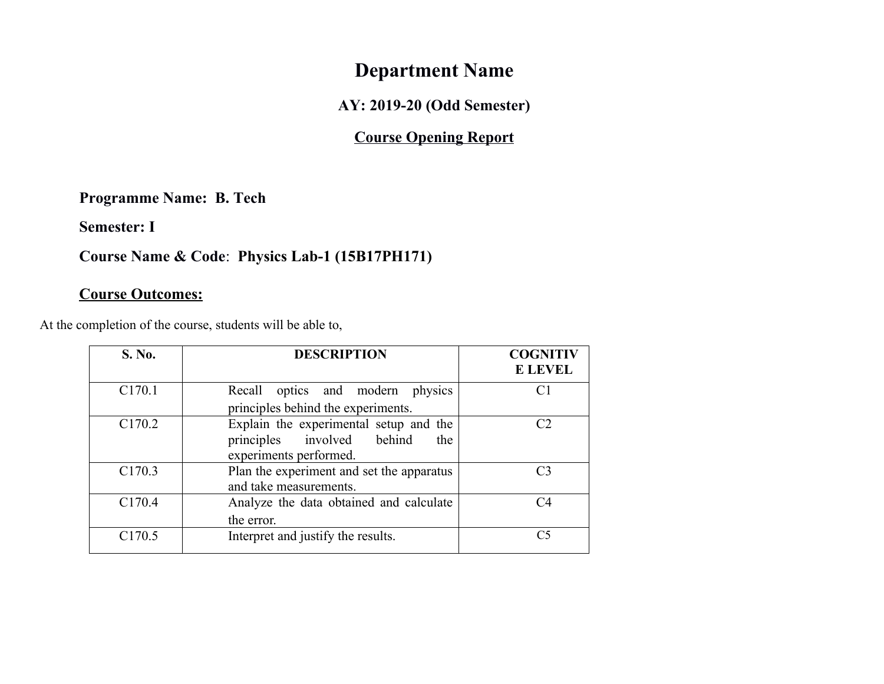# Department Name

### AY: 2019-20 (Odd Semester)

### <u>Course Opening Report</u>

**Programme Name: B. Tech**

**Semester: I**

**Course Name & Code: Physics Lab-1 (15B17PH171)**

## <u>Course Outcomes:</u>

At the completion of the course, students will be able to,

| S. No. | DESCRIPTION | COGNITIVE LEVEL |
|---|---|---|
| C170.1 | Recall optics and modern physics principles behind the experiments. | C1 |
| C170.2 | Explain the experimental setup and the principles involved behind the experiments performed. | C2 |
| C170.3 | Plan the experiment and set the apparatus and take measurements. | C3 |
| C170.4 | Analyze the data obtained and calculate the error. | C4 |
| C170.5 | Interpret and justify the results. | C5 |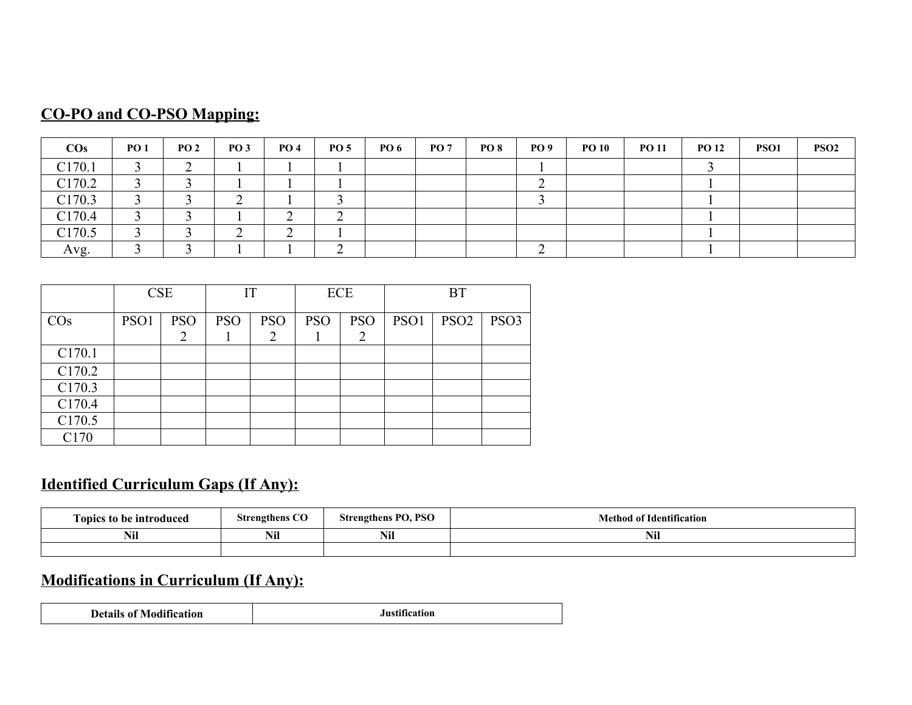## CO-PO and CO-PSO Mapping:

| COs | PO 1 | PO 2 | PO 3 | PO 4 | PO 5 | PO 6 | PO 7 | PO 8 | PO 9 | PO 10 | PO 11 | PO 12 | PSO1 | PSO2 |
|---|---|---|---|---|---|---|---|---|---|---|---|---|---|---|
| C170.1 | 3 | 2 | 1 | 1 | 1 | | | | 1 | | | 3 | | |
| C170.2 | 3 | 3 | 1 | 1 | 1 | | | | 2 | | | 1 | | |
| C170.3 | 3 | 3 | 2 | 1 | 3 | | | | 3 | | | 1 | | |
| C170.4 | 3 | 3 | 1 | 2 | 2 | | | | | | | 1 | | |
| C170.5 | 3 | 3 | 2 | 2 | 1 | | | | | | | 1 | | |
| Avg. | 3 | 3 | 1 | 1 | 2 | | | | 2 | | | 1 | | |

| | CSE | | IT | | ECE | | BT | | |
|---|---|---|---|---|---|---|---|---|---|
| COs | PSO1 | PSO 2 | PSO 1 | PSO 2 | PSO 1 | PSO 2 | PSO1 | PSO2 | PSO3 |
| C170.1 | | | | | | | | | |
| C170.2 | | | | | | | | | |
| C170.3 | | | | | | | | | |
| C170.4 | | | | | | | | | |
| C170.5 | | | | | | | | | |
| C170 | | | | | | | | | |

## Identified Curriculum Gaps (If Any):

| Topics to be introduced | Strengthens CO | Strengthens PO, PSO | Method of Identification |
|---|---|---|---|
| Nil | Nil | Nil | Nil |
| | | | |

## Modifications in Curriculum (If Any):

| Details of Modification | Justification |
|---|---|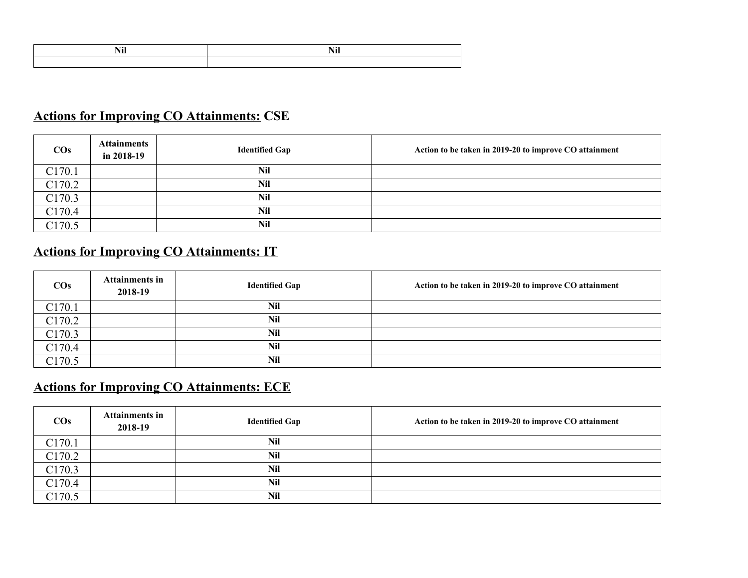| Nil | Nil |
|---|---|
| | |

## **Actions for Improving CO Attainments:** CSE

| COs | Attainments in 2018-19 | Identified Gap | Action to be taken in 2019-20 to improve CO attainment |
|---|---|---|---|
| C170.1 | | **Nil** | |
| C170.2 | | **Nil** | |
| C170.3 | | **Nil** | |
| C170.4 | | **Nil** | |
| C170.5 | | **Nil** | |

## **Actions for Improving CO Attainments: IT**

| COs | Attainments in 2018-19 | Identified Gap | Action to be taken in 2019-20 to improve CO attainment |
|---|---|---|---|
| C170.1 | | **Nil** | |
| C170.2 | | **Nil** | |
| C170.3 | | **Nil** | |
| C170.4 | | **Nil** | |
| C170.5 | | **Nil** | |

## **Actions for Improving CO Attainments: ECE**

| COs | Attainments in 2018-19 | Identified Gap | Action to be taken in 2019-20 to improve CO attainment |
|---|---|---|---|
| C170.1 | | **Nil** | |
| C170.2 | | **Nil** | |
| C170.3 | | **Nil** | |
| C170.4 | | **Nil** | |
| C170.5 | | **Nil** | |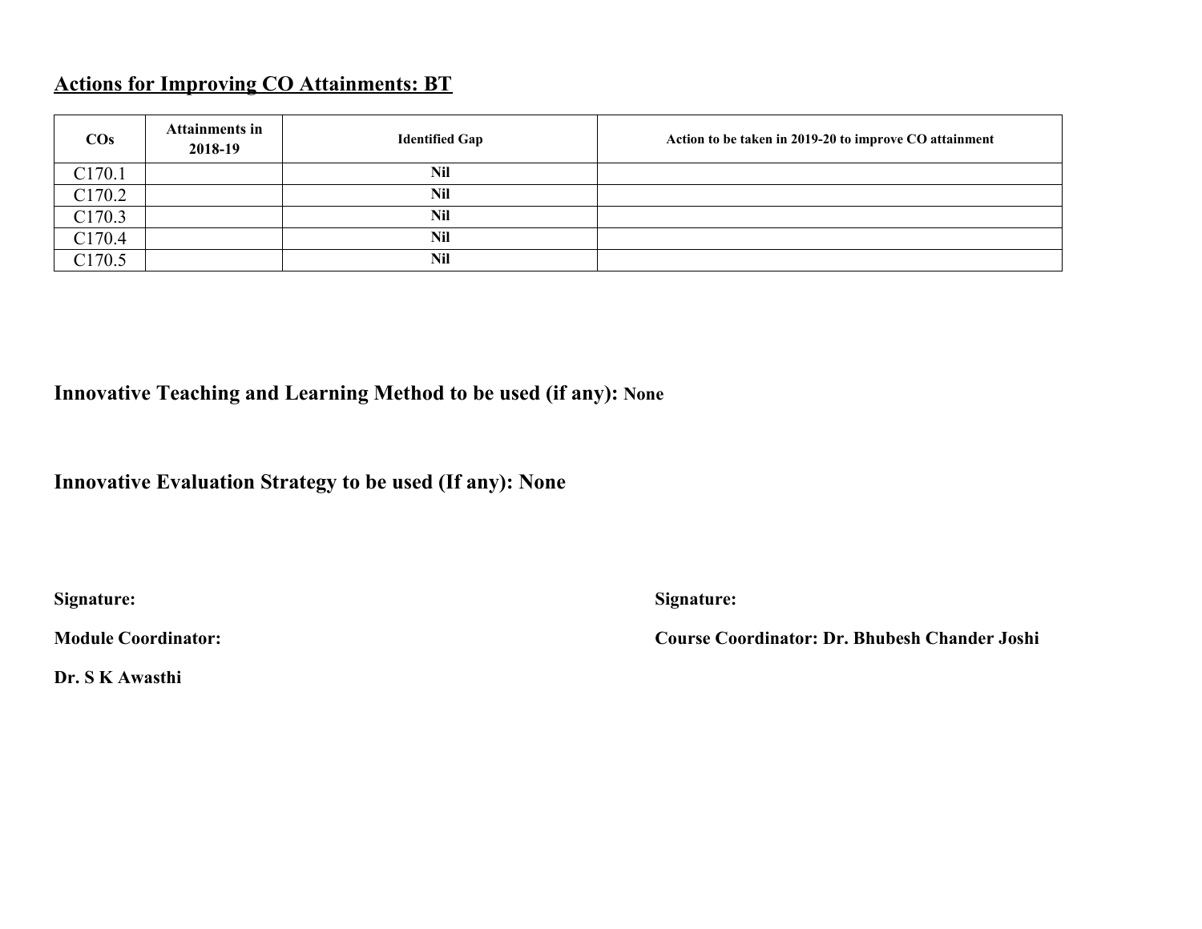## Actions for Improving CO Attainments: BT

| COs | Attainments in 2018-19 | Identified Gap | Action to be taken in 2019-20 to improve CO attainment |
|---|---|---|---|
| C170.1 | | Nil | |
| C170.2 | | Nil | |
| C170.3 | | Nil | |
| C170.4 | | Nil | |
| C170.5 | | Nil | |

**Innovative Teaching and Learning Method to be used (if any): None**

**Innovative Evaluation Strategy to be used (If any): None**

**Signature:**

**Module Coordinator:**

**Dr. S K Awasthi**

**Signature:**

**Course Coordinator: Dr. Bhubesh Chander Joshi**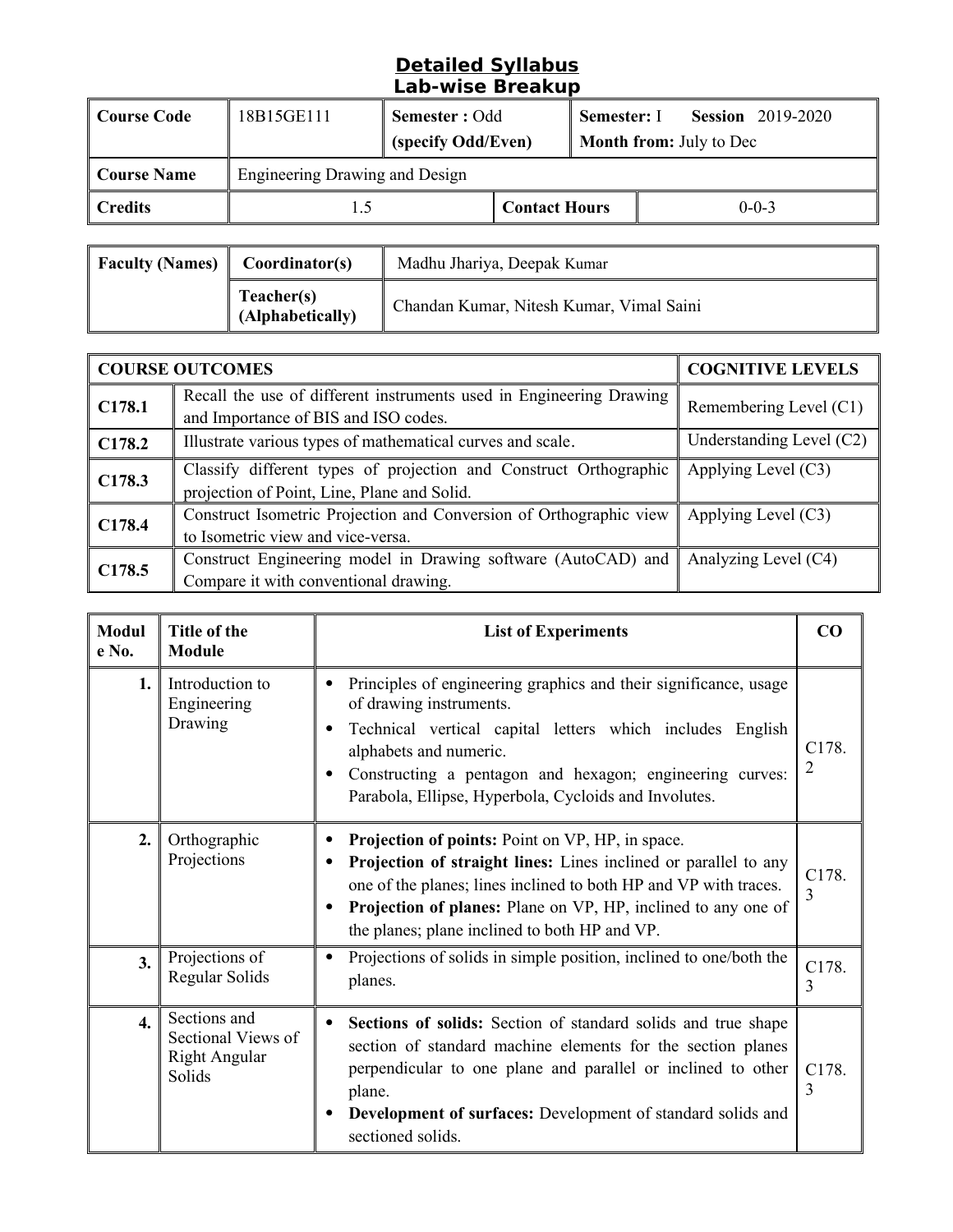# Detailed Syllabus

## Lab-wise Breakup

| Course Code | 18B15GE111 | Semester : Odd (specify Odd/Even) | Semester: I Session 2019-2020 Month from: July to Dec |
|---|---|---|---|
| Course Name | Engineering Drawing and Design | | |
| Credits | 1.5 | Contact Hours | 0-0-3 |

| Faculty (Names) | Coordinator(s) | Madhu Jhariya, Deepak Kumar |
|---|---|---|
| | Teacher(s) (Alphabetically) | Chandan Kumar, Nitesh Kumar, Vimal Saini |

| COURSE OUTCOMES | | COGNITIVE LEVELS |
|---|---|---|
| C178.1 | Recall the use of different instruments used in Engineering Drawing and Importance of BIS and ISO codes. | Remembering Level (C1) |
| C178.2 | Illustrate various types of mathematical curves and scale. | Understanding Level (C2) |
| C178.3 | Classify different types of projection and Construct Orthographic projection of Point, Line, Plane and Solid. | Applying Level (C3) |
| C178.4 | Construct Isometric Projection and Conversion of Orthographic view to Isometric view and vice-versa. | Applying Level (C3) |
| C178.5 | Construct Engineering model in Drawing software (AutoCAD) and Compare it with conventional drawing. | Analyzing Level (C4) |

| Module No. | Title of the Module | List of Experiments | CO |
|---|---|---|---|
| 1. | Introduction to Engineering Drawing | • Principles of engineering graphics and their significance, usage of drawing instruments.<br>• Technical vertical capital letters which includes English alphabets and numeric.<br>• Constructing a pentagon and hexagon; engineering curves: Parabola, Ellipse, Hyperbola, Cycloids and Involutes. | C178.2 |
| 2. | Orthographic Projections | • **Projection of points:** Point on VP, HP, in space.<br>• **Projection of straight lines:** Lines inclined or parallel to any one of the planes; lines inclined to both HP and VP with traces.<br>• **Projection of planes:** Plane on VP, HP, inclined to any one of the planes; plane inclined to both HP and VP. | C178.3 |
| 3. | Projections of Regular Solids | • Projections of solids in simple position, inclined to one/both the planes. | C178.3 |
| 4. | Sections and Sectional Views of Right Angular Solids | • **Sections of solids:** Section of standard solids and true shape section of standard machine elements for the section planes perpendicular to one plane and parallel or inclined to other plane.<br>• **Development of surfaces:** Development of standard solids and sectioned solids. | C178.3 |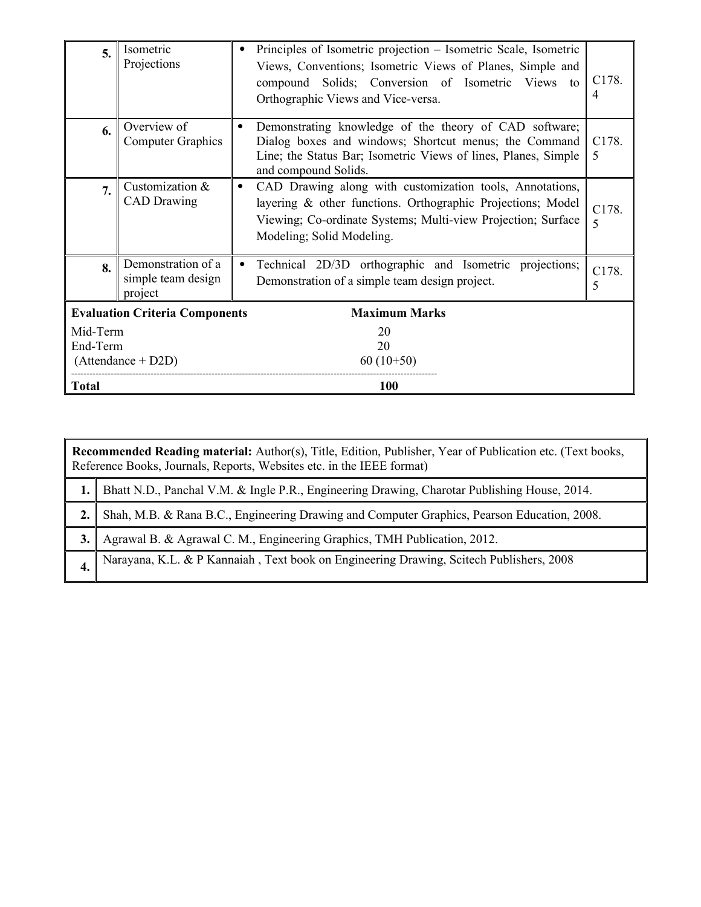| | | | |
|---|---|---|---|
| **5.** | Isometric Projections | • Principles of Isometric projection – Isometric Scale, Isometric Views, Conventions; Isometric Views of Planes, Simple and compound Solids; Conversion of Isometric Views to Orthographic Views and Vice-versa. | C178.4 |
| **6.** | Overview of Computer Graphics | • Demonstrating knowledge of the theory of CAD software; Dialog boxes and windows; Shortcut menus; the Command Line; the Status Bar; Isometric Views of lines, Planes, Simple and compound Solids. | C178.5 |
| **7.** | Customization & CAD Drawing | • CAD Drawing along with customization tools, Annotations, layering & other functions. Orthographic Projections; Model Viewing; Co-ordinate Systems; Multi-view Projection; Surface Modeling; Solid Modeling. | C178.5 |
| **8.** | Demonstration of a simple team design project | • Technical 2D/3D orthographic and Isometric projections; Demonstration of a simple team design project. | C178.5 |

| **Evaluation Criteria Components** | **Maximum Marks** |
|---|---|
| Mid-Term | 20 |
| End-Term | 20 |
| (Attendance + D2D) | 60 (10+50) |
| **Total** | **100** |

| | |
|---|---|
| | **Recommended Reading material:** Author(s), Title, Edition, Publisher, Year of Publication etc. (Text books, Reference Books, Journals, Reports, Websites etc. in the IEEE format) |
| **1.** | Bhatt N.D., Panchal V.M. & Ingle P.R., Engineering Drawing, Charotar Publishing House, 2014. |
| **2.** | Shah, M.B. & Rana B.C., Engineering Drawing and Computer Graphics, Pearson Education, 2008. |
| **3.** | Agrawal B. & Agrawal C. M., Engineering Graphics, TMH Publication, 2012. |
| **4.** | Narayana, K.L. & P Kannaiah , Text book on Engineering Drawing, Scitech Publishers, 2008 |